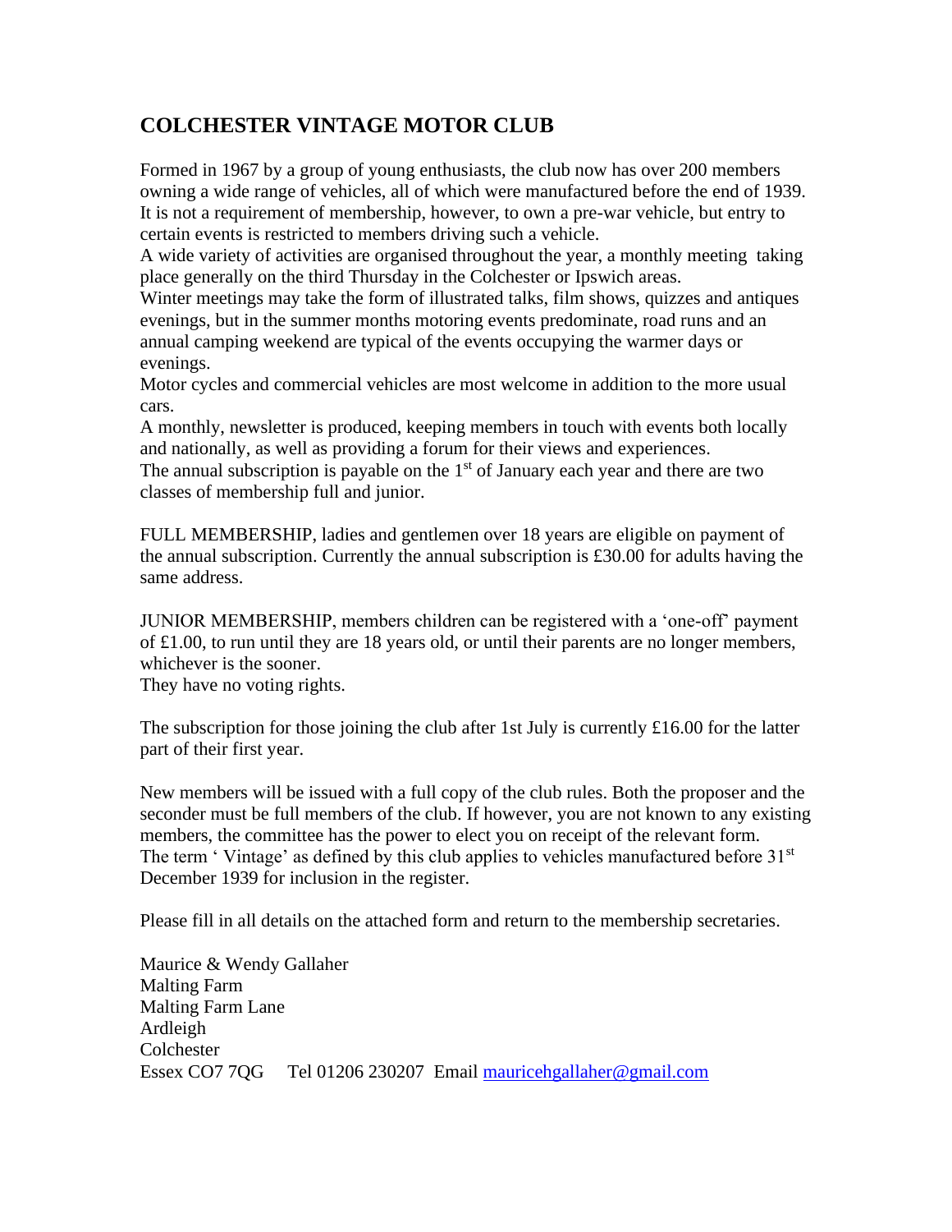# COLCHESTER VINTAGE MOTOR CLUB

Formed in 1967 by a group of young enthusiasts, the club now has over 200 members owning a wide range of vehicles, all of which were manufactured before the end of 1939. It is not a requirement of membership, however, to own a pre-war vehicle, but entry to certain events is restricted to members driving such a vehicle.
A wide variety of activities are organised throughout the year, a monthly meeting taking place generally on the third Thursday in the Colchester or Ipswich areas.
Winter meetings may take the form of illustrated talks, film shows, quizzes and antiques evenings, but in the summer months motoring events predominate, road runs and an annual camping weekend are typical of the events occupying the warmer days or evenings.
Motor cycles and commercial vehicles are most welcome in addition to the more usual cars.
A monthly, newsletter is produced, keeping members in touch with events both locally and nationally, as well as providing a forum for their views and experiences.
The annual subscription is payable on the 1st of January each year and there are two classes of membership full and junior.

FULL MEMBERSHIP, ladies and gentlemen over 18 years are eligible on payment of the annual subscription. Currently the annual subscription is £30.00 for adults having the same address.

JUNIOR MEMBERSHIP, members children can be registered with a 'one-off' payment of £1.00, to run until they are 18 years old, or until their parents are no longer members, whichever is the sooner.
They have no voting rights.

The subscription for those joining the club after 1st July is currently £16.00 for the latter part of their first year.

New members will be issued with a full copy of the club rules. Both the proposer and the seconder must be full members of the club. If however, you are not known to any existing members, the committee has the power to elect you on receipt of the relevant form.
The term ' Vintage' as defined by this club applies to vehicles manufactured before 31st December 1939 for inclusion in the register.

Please fill in all details on the attached form and return to the membership secretaries.

Maurice & Wendy Gallaher
Malting Farm
Malting Farm Lane
Ardleigh
Colchester
Essex CO7 7QG  Tel 01206 230207 Email mauricehgallaher@gmail.com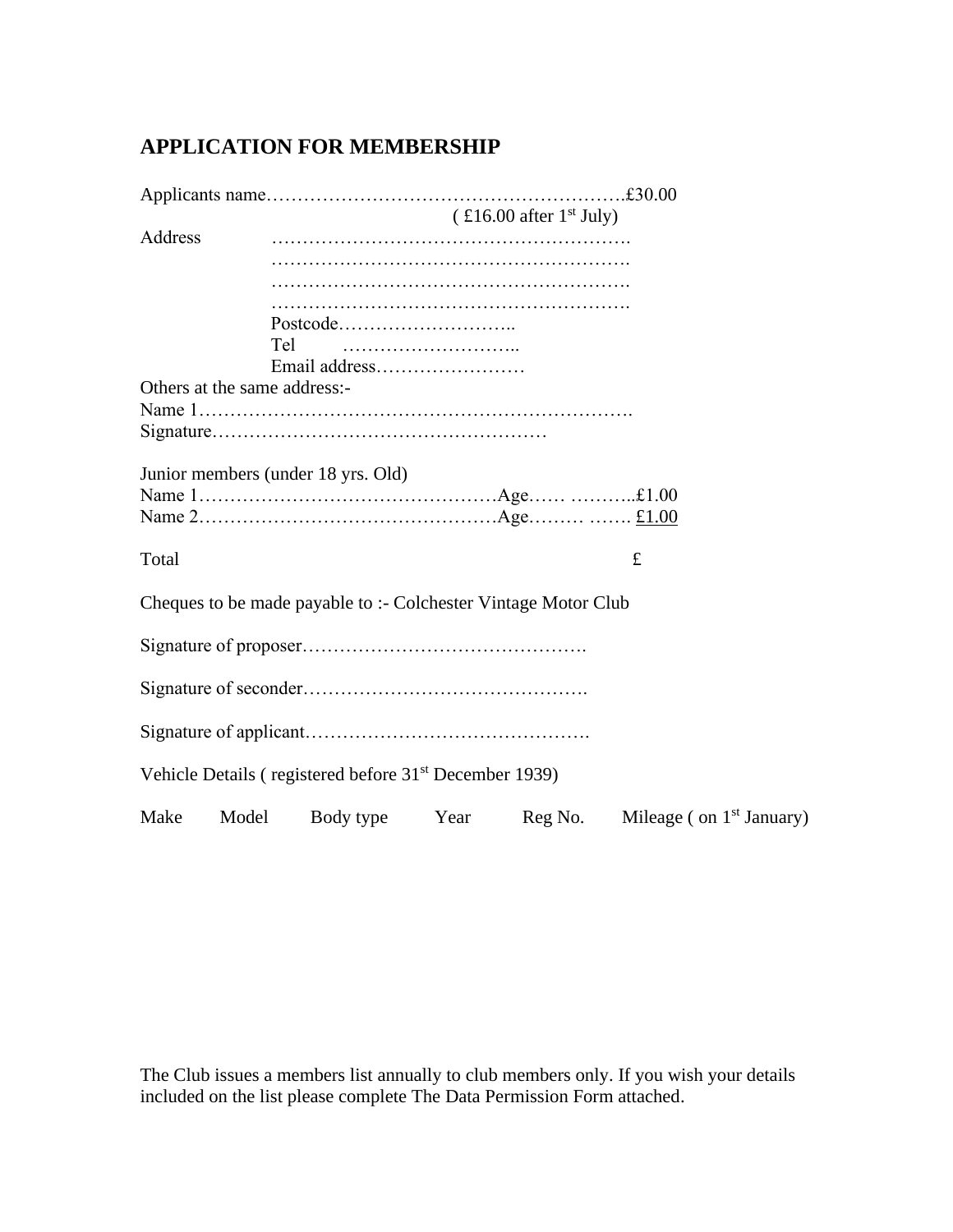## APPLICATION FOR MEMBERSHIP

Applicants name…………………………………………………£30.00
( £16.00 after 1st July)

Address …………………………………………………
…………………………………………………
…………………………………………………
…………………………………………………
Postcode………………………..
Tel ………………………..
Email address……………………

Others at the same address:-
Name 1…………………………………………………………….
Signature………………………………………………

Junior members (under 18 yrs. Old)
Name 1…………………………………………Age…… ………..£1.00
Name 2…………………………………………Age……… ……. £1.00

Total £

Cheques to be made payable to :- Colchester Vintage Motor Club

Signature of proposer……………………………………….

Signature of seconder……………………………………….

Signature of applicant……………………………………….

Vehicle Details ( registered before 31st December 1939)

| Make | Model | Body type | Year | Reg No. | Mileage ( on 1st January) |
|---|---|---|---|---|---|

The Club issues a members list annually to club members only. If you wish your details included on the list please complete The Data Permission Form attached.